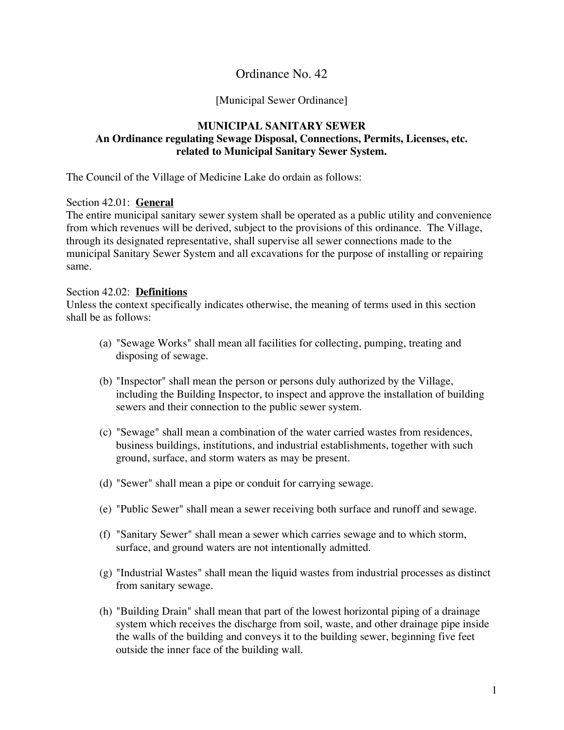# Ordinance No. 42

[Municipal Sewer Ordinance]

## MUNICIPAL SANITARY SEWER

**An Ordinance regulating Sewage Disposal, Connections, Permits, Licenses, etc. related to Municipal Sanitary Sewer System.**

The Council of the Village of Medicine Lake do ordain as follows:

Section 42.01: **General**

The entire municipal sanitary sewer system shall be operated as a public utility and convenience from which revenues will be derived, subject to the provisions of this ordinance. The Village, through its designated representative, shall supervise all sewer connections made to the municipal Sanitary Sewer System and all excavations for the purpose of installing or repairing same.

Section 42.02: **Definitions**

Unless the context specifically indicates otherwise, the meaning of terms used in this section shall be as follows:

(a) "Sewage Works" shall mean all facilities for collecting, pumping, treating and disposing of sewage.

(b) "Inspector" shall mean the person or persons duly authorized by the Village, including the Building Inspector, to inspect and approve the installation of building sewers and their connection to the public sewer system.

(c) "Sewage" shall mean a combination of the water carried wastes from residences, business buildings, institutions, and industrial establishments, together with such ground, surface, and storm waters as may be present.

(d) "Sewer" shall mean a pipe or conduit for carrying sewage.

(e) "Public Sewer" shall mean a sewer receiving both surface and runoff and sewage.

(f) "Sanitary Sewer" shall mean a sewer which carries sewage and to which storm, surface, and ground waters are not intentionally admitted.

(g) "Industrial Wastes" shall mean the liquid wastes from industrial processes as distinct from sanitary sewage.

(h) "Building Drain" shall mean that part of the lowest horizontal piping of a drainage system which receives the discharge from soil, waste, and other drainage pipe inside the walls of the building and conveys it to the building sewer, beginning five feet outside the inner face of the building wall.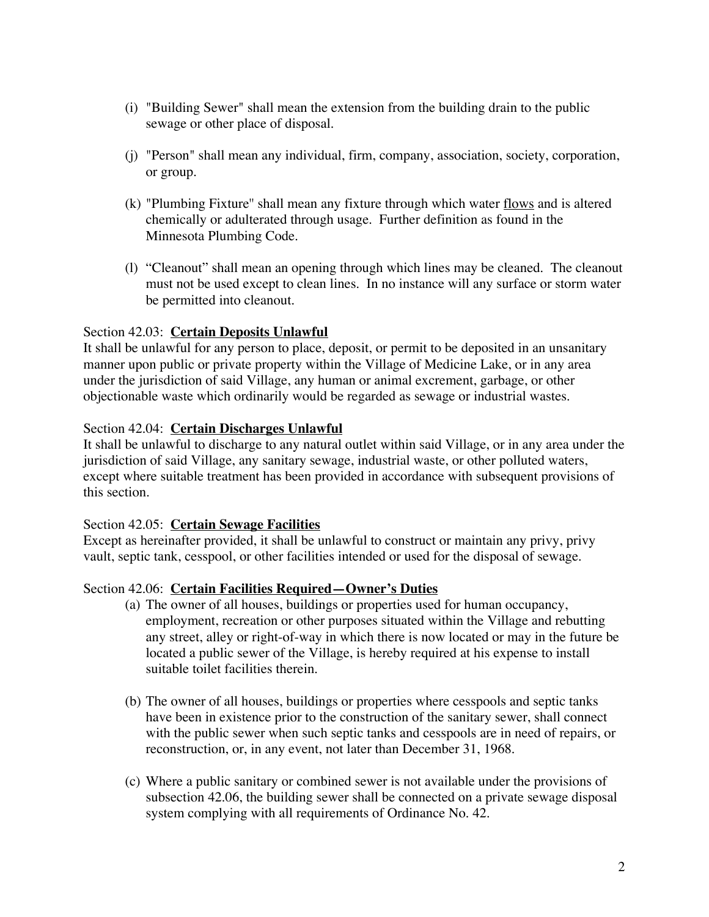(i) "Building Sewer" shall mean the extension from the building drain to the public sewage or other place of disposal.

(j) "Person" shall mean any individual, firm, company, association, society, corporation, or group.

(k) "Plumbing Fixture" shall mean any fixture through which water <u>flows</u> and is altered chemically or adulterated through usage. Further definition as found in the Minnesota Plumbing Code.

(l) "Cleanout" shall mean an opening through which lines may be cleaned. The cleanout must not be used except to clean lines. In no instance will any surface or storm water be permitted into cleanout.

Section 42.03: **<u>Certain Deposits Unlawful</u>**
It shall be unlawful for any person to place, deposit, or permit to be deposited in an unsanitary manner upon public or private property within the Village of Medicine Lake, or in any area under the jurisdiction of said Village, any human or animal excrement, garbage, or other objectionable waste which ordinarily would be regarded as sewage or industrial wastes.

Section 42.04: **<u>Certain Discharges Unlawful</u>**
It shall be unlawful to discharge to any natural outlet within said Village, or in any area under the jurisdiction of said Village, any sanitary sewage, industrial waste, or other polluted waters, except where suitable treatment has been provided in accordance with subsequent provisions of this section.

Section 42.05: **<u>Certain Sewage Facilities</u>**
Except as hereinafter provided, it shall be unlawful to construct or maintain any privy, privy vault, septic tank, cesspool, or other facilities intended or used for the disposal of sewage.

Section 42.06: **<u>Certain Facilities Required—Owner's Duties</u>**

(a) The owner of all houses, buildings or properties used for human occupancy, employment, recreation or other purposes situated within the Village and rebutting any street, alley or right-of-way in which there is now located or may in the future be located a public sewer of the Village, is hereby required at his expense to install suitable toilet facilities therein.

(b) The owner of all houses, buildings or properties where cesspools and septic tanks have been in existence prior to the construction of the sanitary sewer, shall connect with the public sewer when such septic tanks and cesspools are in need of repairs, or reconstruction, or, in any event, not later than December 31, 1968.

(c) Where a public sanitary or combined sewer is not available under the provisions of subsection 42.06, the building sewer shall be connected on a private sewage disposal system complying with all requirements of Ordinance No. 42.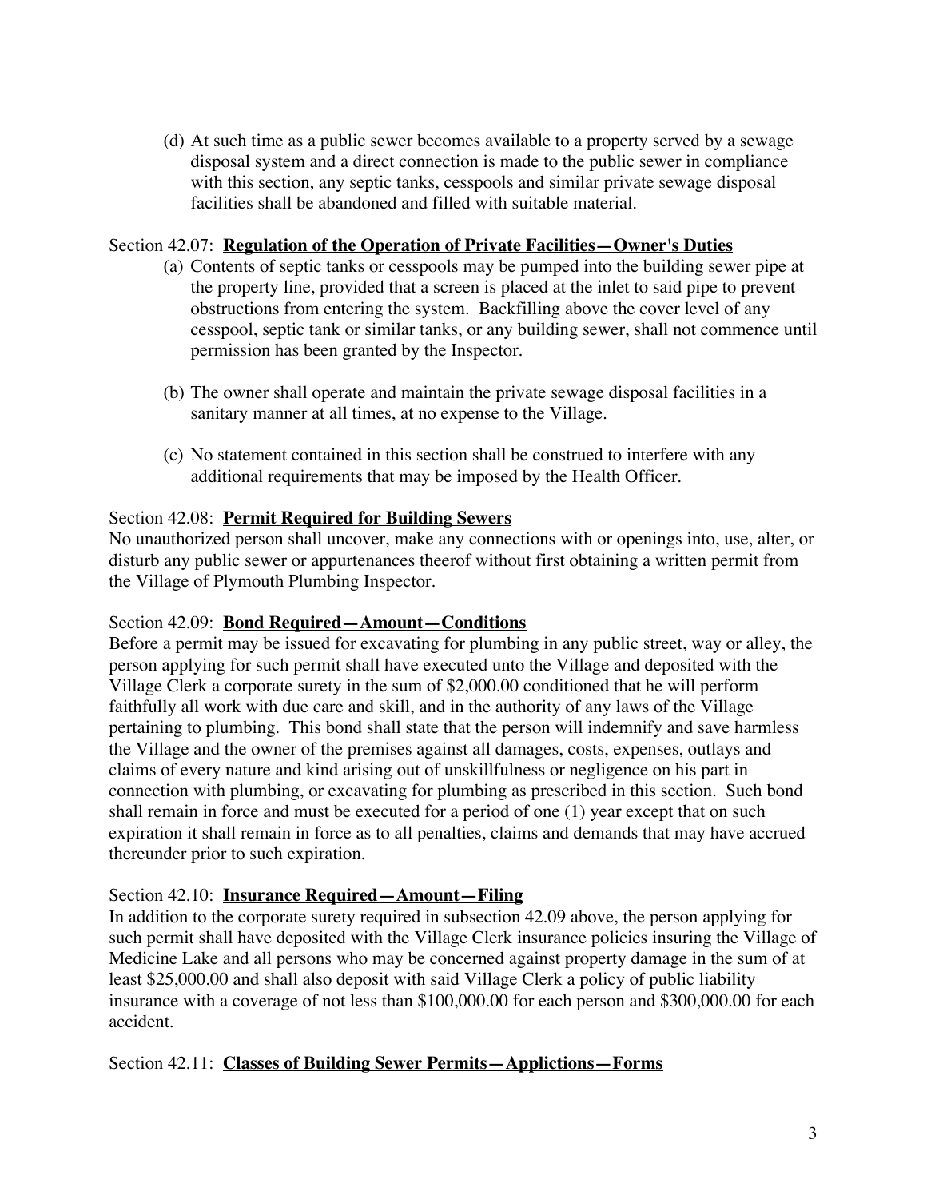(d) At such time as a public sewer becomes available to a property served by a sewage disposal system and a direct connection is made to the public sewer in compliance with this section, any septic tanks, cesspools and similar private sewage disposal facilities shall be abandoned and filled with suitable material.

Section 42.07: **Regulation of the Operation of Private Facilities—Owner's Duties**

(a) Contents of septic tanks or cesspools may be pumped into the building sewer pipe at the property line, provided that a screen is placed at the inlet to said pipe to prevent obstructions from entering the system. Backfilling above the cover level of any cesspool, septic tank or similar tanks, or any building sewer, shall not commence until permission has been granted by the Inspector.

(b) The owner shall operate and maintain the private sewage disposal facilities in a sanitary manner at all times, at no expense to the Village.

(c) No statement contained in this section shall be construed to interfere with any additional requirements that may be imposed by the Health Officer.

Section 42.08: **Permit Required for Building Sewers**

No unauthorized person shall uncover, make any connections with or openings into, use, alter, or disturb any public sewer or appurtenances theerof without first obtaining a written permit from the Village of Plymouth Plumbing Inspector.

Section 42.09: **Bond Required—Amount—Conditions**

Before a permit may be issued for excavating for plumbing in any public street, way or alley, the person applying for such permit shall have executed unto the Village and deposited with the Village Clerk a corporate surety in the sum of $2,000.00 conditioned that he will perform faithfully all work with due care and skill, and in the authority of any laws of the Village pertaining to plumbing. This bond shall state that the person will indemnify and save harmless the Village and the owner of the premises against all damages, costs, expenses, outlays and claims of every nature and kind arising out of unskillfulness or negligence on his part in connection with plumbing, or excavating for plumbing as prescribed in this section. Such bond shall remain in force and must be executed for a period of one (1) year except that on such expiration it shall remain in force as to all penalties, claims and demands that may have accrued thereunder prior to such expiration.

Section 42.10: **Insurance Required—Amount—Filing**

In addition to the corporate surety required in subsection 42.09 above, the person applying for such permit shall have deposited with the Village Clerk insurance policies insuring the Village of Medicine Lake and all persons who may be concerned against property damage in the sum of at least $25,000.00 and shall also deposit with said Village Clerk a policy of public liability insurance with a coverage of not less than $100,000.00 for each person and $300,000.00 for each accident.

Section 42.11: **Classes of Building Sewer Permits—Applictions—Forms**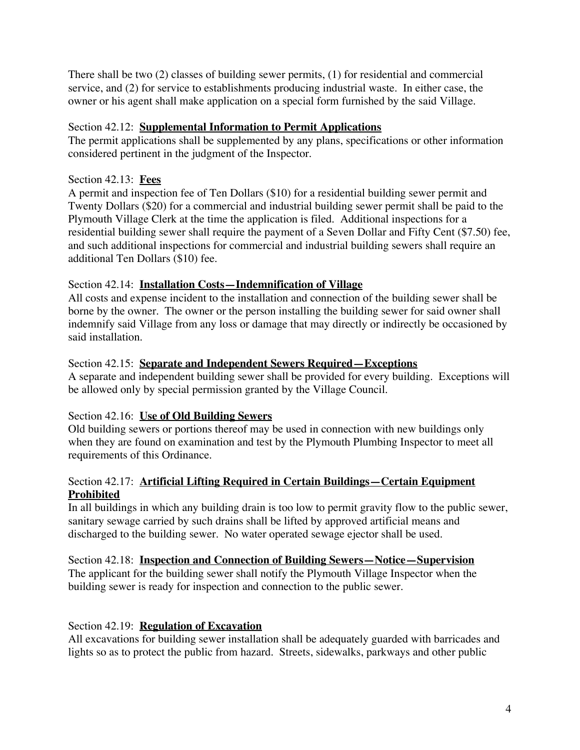There shall be two (2) classes of building sewer permits, (1) for residential and commercial service, and (2) for service to establishments producing industrial waste. In either case, the owner or his agent shall make application on a special form furnished by the said Village.

Section 42.12: **<u>Supplemental Information to Permit Applications</u>**
The permit applications shall be supplemented by any plans, specifications or other information considered pertinent in the judgment of the Inspector.

Section 42.13: **<u>Fees</u>**
A permit and inspection fee of Ten Dollars ($10) for a residential building sewer permit and Twenty Dollars ($20) for a commercial and industrial building sewer permit shall be paid to the Plymouth Village Clerk at the time the application is filed. Additional inspections for a residential building sewer shall require the payment of a Seven Dollar and Fifty Cent ($7.50) fee, and such additional inspections for commercial and industrial building sewers shall require an additional Ten Dollars ($10) fee.

Section 42.14: **<u>Installation Costs—Indemnification of Village</u>**
All costs and expense incident to the installation and connection of the building sewer shall be borne by the owner. The owner or the person installing the building sewer for said owner shall indemnify said Village from any loss or damage that may directly or indirectly be occasioned by said installation.

Section 42.15: **<u>Separate and Independent Sewers Required—Exceptions</u>**
A separate and independent building sewer shall be provided for every building. Exceptions will be allowed only by special permission granted by the Village Council.

Section 42.16: **<u>Use of Old Building Sewers</u>**
Old building sewers or portions thereof may be used in connection with new buildings only when they are found on examination and test by the Plymouth Plumbing Inspector to meet all requirements of this Ordinance.

Section 42.17: **<u>Artificial Lifting Required in Certain Buildings—Certain Equipment Prohibited</u>**
In all buildings in which any building drain is too low to permit gravity flow to the public sewer, sanitary sewage carried by such drains shall be lifted by approved artificial means and discharged to the building sewer. No water operated sewage ejector shall be used.

Section 42.18: **<u>Inspection and Connection of Building Sewers—Notice—Supervision</u>**
The applicant for the building sewer shall notify the Plymouth Village Inspector when the building sewer is ready for inspection and connection to the public sewer.

Section 42.19: **<u>Regulation of Excavation</u>**
All excavations for building sewer installation shall be adequately guarded with barricades and lights so as to protect the public from hazard. Streets, sidewalks, parkways and other public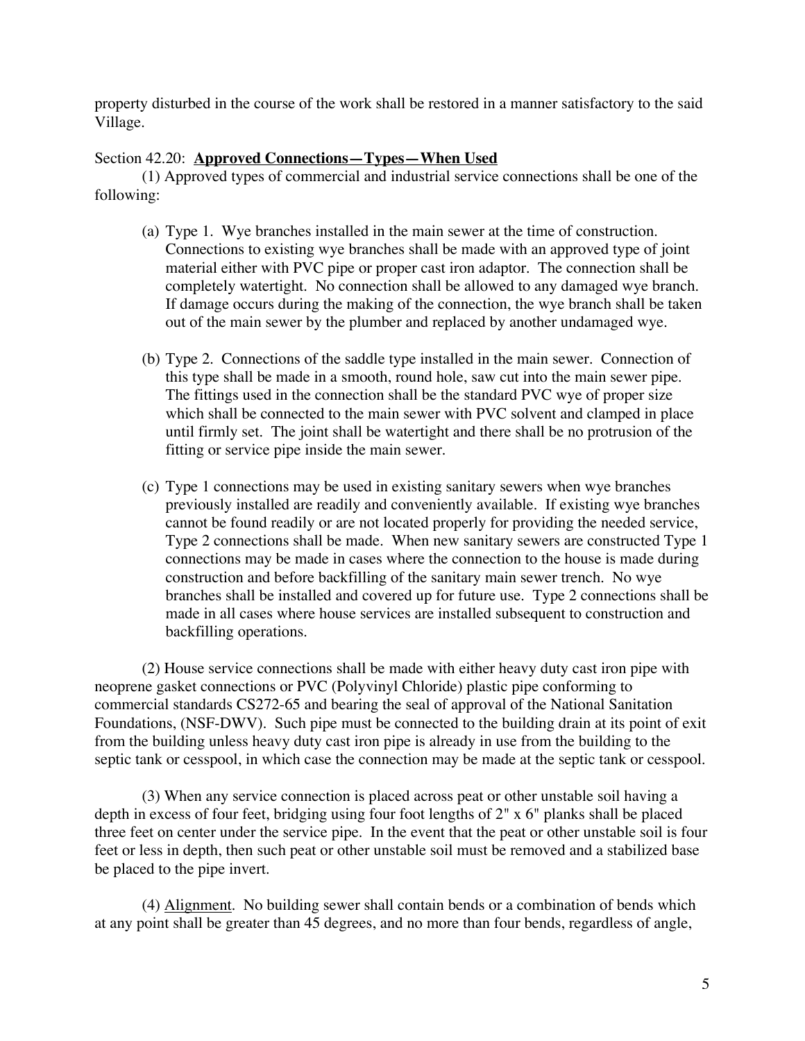property disturbed in the course of the work shall be restored in a manner satisfactory to the said Village.

Section 42.20: **Approved Connections—Types—When Used**

(1) Approved types of commercial and industrial service connections shall be one of the following:

(a) Type 1. Wye branches installed in the main sewer at the time of construction. Connections to existing wye branches shall be made with an approved type of joint material either with PVC pipe or proper cast iron adaptor. The connection shall be completely watertight. No connection shall be allowed to any damaged wye branch. If damage occurs during the making of the connection, the wye branch shall be taken out of the main sewer by the plumber and replaced by another undamaged wye.

(b) Type 2. Connections of the saddle type installed in the main sewer. Connection of this type shall be made in a smooth, round hole, saw cut into the main sewer pipe. The fittings used in the connection shall be the standard PVC wye of proper size which shall be connected to the main sewer with PVC solvent and clamped in place until firmly set. The joint shall be watertight and there shall be no protrusion of the fitting or service pipe inside the main sewer.

(c) Type 1 connections may be used in existing sanitary sewers when wye branches previously installed are readily and conveniently available. If existing wye branches cannot be found readily or are not located properly for providing the needed service, Type 2 connections shall be made. When new sanitary sewers are constructed Type 1 connections may be made in cases where the connection to the house is made during construction and before backfilling of the sanitary main sewer trench. No wye branches shall be installed and covered up for future use. Type 2 connections shall be made in all cases where house services are installed subsequent to construction and backfilling operations.

(2) House service connections shall be made with either heavy duty cast iron pipe with neoprene gasket connections or PVC (Polyvinyl Chloride) plastic pipe conforming to commercial standards CS272-65 and bearing the seal of approval of the National Sanitation Foundations, (NSF-DWV). Such pipe must be connected to the building drain at its point of exit from the building unless heavy duty cast iron pipe is already in use from the building to the septic tank or cesspool, in which case the connection may be made at the septic tank or cesspool.

(3) When any service connection is placed across peat or other unstable soil having a depth in excess of four feet, bridging using four foot lengths of 2" x 6" planks shall be placed three feet on center under the service pipe. In the event that the peat or other unstable soil is four feet or less in depth, then such peat or other unstable soil must be removed and a stabilized base be placed to the pipe invert.

(4) Alignment. No building sewer shall contain bends or a combination of bends which at any point shall be greater than 45 degrees, and no more than four bends, regardless of angle,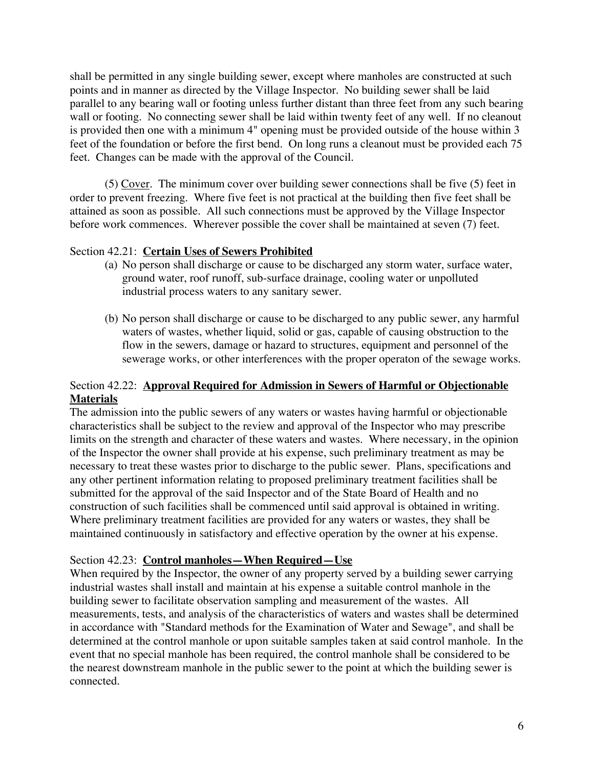shall be permitted in any single building sewer, except where manholes are constructed at such points and in manner as directed by the Village Inspector. No building sewer shall be laid parallel to any bearing wall or footing unless further distant than three feet from any such bearing wall or footing. No connecting sewer shall be laid within twenty feet of any well. If no cleanout is provided then one with a minimum 4" opening must be provided outside of the house within 3 feet of the foundation or before the first bend. On long runs a cleanout must be provided each 75 feet. Changes can be made with the approval of the Council.

(5) Cover. The minimum cover over building sewer connections shall be five (5) feet in order to prevent freezing. Where five feet is not practical at the building then five feet shall be attained as soon as possible. All such connections must be approved by the Village Inspector before work commences. Wherever possible the cover shall be maintained at seven (7) feet.

Section 42.21: **Certain Uses of Sewers Prohibited**

(a) No person shall discharge or cause to be discharged any storm water, surface water, ground water, roof runoff, sub-surface drainage, cooling water or unpolluted industrial process waters to any sanitary sewer.

(b) No person shall discharge or cause to be discharged to any public sewer, any harmful waters of wastes, whether liquid, solid or gas, capable of causing obstruction to the flow in the sewers, damage or hazard to structures, equipment and personnel of the sewerage works, or other interferences with the proper operaton of the sewage works.

Section 42.22: **Approval Required for Admission in Sewers of Harmful or Objectionable Materials**

The admission into the public sewers of any waters or wastes having harmful or objectionable characteristics shall be subject to the review and approval of the Inspector who may prescribe limits on the strength and character of these waters and wastes. Where necessary, in the opinion of the Inspector the owner shall provide at his expense, such preliminary treatment as may be necessary to treat these wastes prior to discharge to the public sewer. Plans, specifications and any other pertinent information relating to proposed preliminary treatment facilities shall be submitted for the approval of the said Inspector and of the State Board of Health and no construction of such facilities shall be commenced until said approval is obtained in writing. Where preliminary treatment facilities are provided for any waters or wastes, they shall be maintained continuously in satisfactory and effective operation by the owner at his expense.

Section 42.23: **Control manholes—When Required—Use**

When required by the Inspector, the owner of any property served by a building sewer carrying industrial wastes shall install and maintain at his expense a suitable control manhole in the building sewer to facilitate observation sampling and measurement of the wastes. All measurements, tests, and analysis of the characteristics of waters and wastes shall be determined in accordance with "Standard methods for the Examination of Water and Sewage", and shall be determined at the control manhole or upon suitable samples taken at said control manhole. In the event that no special manhole has been required, the control manhole shall be considered to be the nearest downstream manhole in the public sewer to the point at which the building sewer is connected.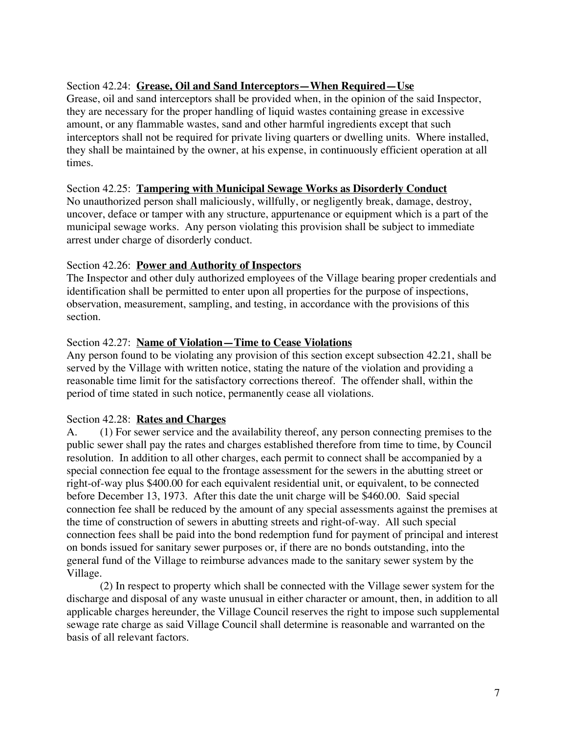Section 42.24: **Grease, Oil and Sand Interceptors—When Required—Use**

Grease, oil and sand interceptors shall be provided when, in the opinion of the said Inspector, they are necessary for the proper handling of liquid wastes containing grease in excessive amount, or any flammable wastes, sand and other harmful ingredients except that such interceptors shall not be required for private living quarters or dwelling units. Where installed, they shall be maintained by the owner, at his expense, in continuously efficient operation at all times.

Section 42.25: **Tampering with Municipal Sewage Works as Disorderly Conduct**

No unauthorized person shall maliciously, willfully, or negligently break, damage, destroy, uncover, deface or tamper with any structure, appurtenance or equipment which is a part of the municipal sewage works. Any person violating this provision shall be subject to immediate arrest under charge of disorderly conduct.

Section 42.26: **Power and Authority of Inspectors**

The Inspector and other duly authorized employees of the Village bearing proper credentials and identification shall be permitted to enter upon all properties for the purpose of inspections, observation, measurement, sampling, and testing, in accordance with the provisions of this section.

Section 42.27: **Name of Violation—Time to Cease Violations**

Any person found to be violating any provision of this section except subsection 42.21, shall be served by the Village with written notice, stating the nature of the violation and providing a reasonable time limit for the satisfactory corrections thereof. The offender shall, within the period of time stated in such notice, permanently cease all violations.

Section 42.28: **Rates and Charges**

A. (1) For sewer service and the availability thereof, any person connecting premises to the public sewer shall pay the rates and charges established therefore from time to time, by Council resolution. In addition to all other charges, each permit to connect shall be accompanied by a special connection fee equal to the frontage assessment for the sewers in the abutting street or right-of-way plus $400.00 for each equivalent residential unit, or equivalent, to be connected before December 13, 1973. After this date the unit charge will be $460.00. Said special connection fee shall be reduced by the amount of any special assessments against the premises at the time of construction of sewers in abutting streets and right-of-way. All such special connection fees shall be paid into the bond redemption fund for payment of principal and interest on bonds issued for sanitary sewer purposes or, if there are no bonds outstanding, into the general fund of the Village to reimburse advances made to the sanitary sewer system by the Village.

(2) In respect to property which shall be connected with the Village sewer system for the discharge and disposal of any waste unusual in either character or amount, then, in addition to all applicable charges hereunder, the Village Council reserves the right to impose such supplemental sewage rate charge as said Village Council shall determine is reasonable and warranted on the basis of all relevant factors.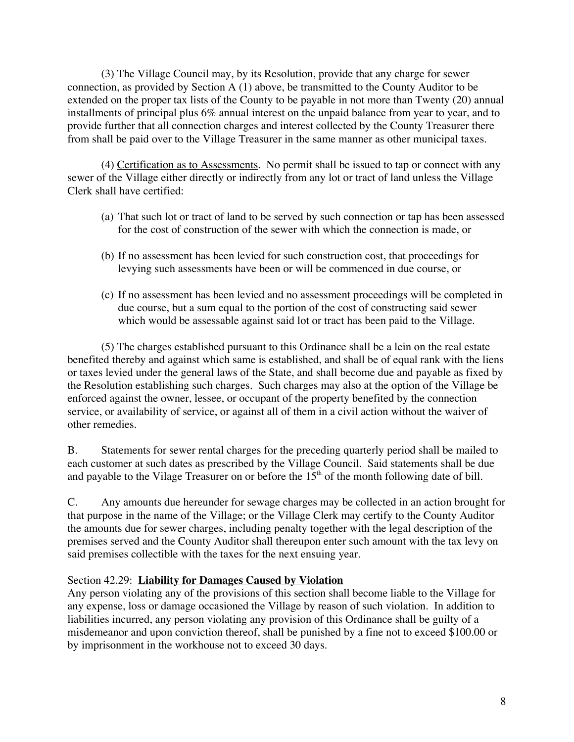(3) The Village Council may, by its Resolution, provide that any charge for sewer connection, as provided by Section A (1) above, be transmitted to the County Auditor to be extended on the proper tax lists of the County to be payable in not more than Twenty (20) annual installments of principal plus 6% annual interest on the unpaid balance from year to year, and to provide further that all connection charges and interest collected by the County Treasurer there from shall be paid over to the Village Treasurer in the same manner as other municipal taxes.

(4) Certification as to Assessments. No permit shall be issued to tap or connect with any sewer of the Village either directly or indirectly from any lot or tract of land unless the Village Clerk shall have certified:

(a) That such lot or tract of land to be served by such connection or tap has been assessed for the cost of construction of the sewer with which the connection is made, or

(b) If no assessment has been levied for such construction cost, that proceedings for levying such assessments have been or will be commenced in due course, or

(c) If no assessment has been levied and no assessment proceedings will be completed in due course, but a sum equal to the portion of the cost of constructing said sewer which would be assessable against said lot or tract has been paid to the Village.

(5) The charges established pursuant to this Ordinance shall be a lein on the real estate benefited thereby and against which same is established, and shall be of equal rank with the liens or taxes levied under the general laws of the State, and shall become due and payable as fixed by the Resolution establishing such charges. Such charges may also at the option of the Village be enforced against the owner, lessee, or occupant of the property benefited by the connection service, or availability of service, or against all of them in a civil action without the waiver of other remedies.

B. Statements for sewer rental charges for the preceding quarterly period shall be mailed to each customer at such dates as prescribed by the Village Council. Said statements shall be due and payable to the Vilage Treasurer on or before the 15th of the month following date of bill.

C. Any amounts due hereunder for sewage charges may be collected in an action brought for that purpose in the name of the Village; or the Village Clerk may certify to the County Auditor the amounts due for sewer charges, including penalty together with the legal description of the premises served and the County Auditor shall thereupon enter such amount with the tax levy on said premises collectible with the taxes for the next ensuing year.

Section 42.29: **Liability for Damages Caused by Violation**

Any person violating any of the provisions of this section shall become liable to the Village for any expense, loss or damage occasioned the Village by reason of such violation. In addition to liabilities incurred, any person violating any provision of this Ordinance shall be guilty of a misdemeanor and upon conviction thereof, shall be punished by a fine not to exceed $100.00 or by imprisonment in the workhouse not to exceed 30 days.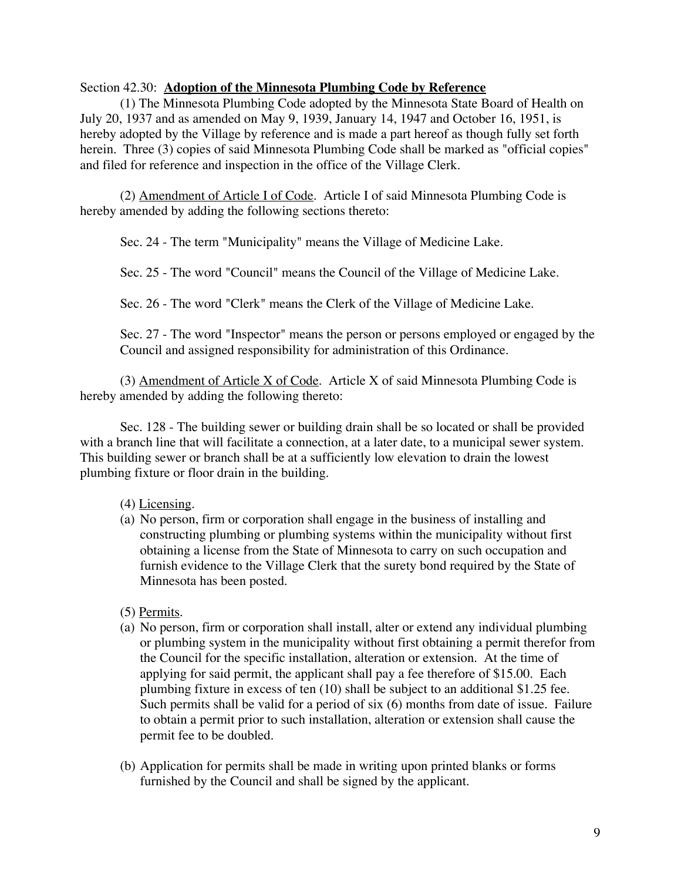Section 42.30: **Adoption of the Minnesota Plumbing Code by Reference**

(1) The Minnesota Plumbing Code adopted by the Minnesota State Board of Health on July 20, 1937 and as amended on May 9, 1939, January 14, 1947 and October 16, 1951, is hereby adopted by the Village by reference and is made a part hereof as though fully set forth herein. Three (3) copies of said Minnesota Plumbing Code shall be marked as "official copies" and filed for reference and inspection in the office of the Village Clerk.

(2) Amendment of Article I of Code. Article I of said Minnesota Plumbing Code is hereby amended by adding the following sections thereto:

Sec. 24 - The term "Municipality" means the Village of Medicine Lake.

Sec. 25 - The word "Council" means the Council of the Village of Medicine Lake.

Sec. 26 - The word "Clerk" means the Clerk of the Village of Medicine Lake.

Sec. 27 - The word "Inspector" means the person or persons employed or engaged by the Council and assigned responsibility for administration of this Ordinance.

(3) Amendment of Article X of Code. Article X of said Minnesota Plumbing Code is hereby amended by adding the following thereto:

Sec. 128 - The building sewer or building drain shall be so located or shall be provided with a branch line that will facilitate a connection, at a later date, to a municipal sewer system. This building sewer or branch shall be at a sufficiently low elevation to drain the lowest plumbing fixture or floor drain in the building.

(4) Licensing.

(a) No person, firm or corporation shall engage in the business of installing and constructing plumbing or plumbing systems within the municipality without first obtaining a license from the State of Minnesota to carry on such occupation and furnish evidence to the Village Clerk that the surety bond required by the State of Minnesota has been posted.

(5) Permits.

(a) No person, firm or corporation shall install, alter or extend any individual plumbing or plumbing system in the municipality without first obtaining a permit therefor from the Council for the specific installation, alteration or extension. At the time of applying for said permit, the applicant shall pay a fee therefore of $15.00. Each plumbing fixture in excess of ten (10) shall be subject to an additional $1.25 fee. Such permits shall be valid for a period of six (6) months from date of issue. Failure to obtain a permit prior to such installation, alteration or extension shall cause the permit fee to be doubled.

(b) Application for permits shall be made in writing upon printed blanks or forms furnished by the Council and shall be signed by the applicant.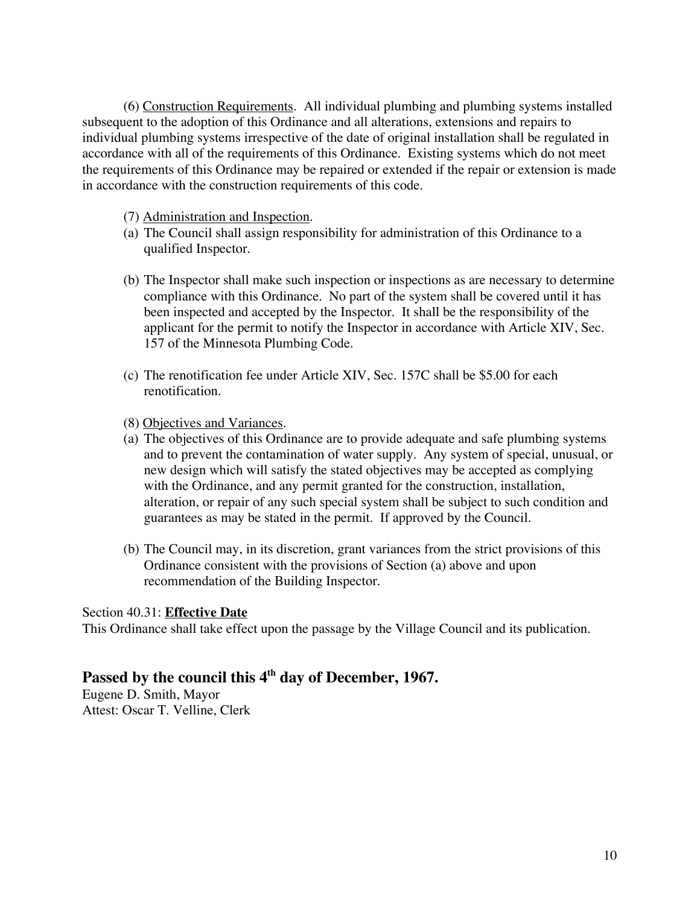(6) <u>Construction Requirements</u>. All individual plumbing and plumbing systems installed subsequent to the adoption of this Ordinance and all alterations, extensions and repairs to individual plumbing systems irrespective of the date of original installation shall be regulated in accordance with all of the requirements of this Ordinance. Existing systems which do not meet the requirements of this Ordinance may be repaired or extended if the repair or extension is made in accordance with the construction requirements of this code.

(7) <u>Administration and Inspection</u>.

(a) The Council shall assign responsibility for administration of this Ordinance to a qualified Inspector.

(b) The Inspector shall make such inspection or inspections as are necessary to determine compliance with this Ordinance. No part of the system shall be covered until it has been inspected and accepted by the Inspector. It shall be the responsibility of the applicant for the permit to notify the Inspector in accordance with Article XIV, Sec. 157 of the Minnesota Plumbing Code.

(c) The renotification fee under Article XIV, Sec. 157C shall be $5.00 for each renotification.

(8) <u>Objectives and Variances</u>.

(a) The objectives of this Ordinance are to provide adequate and safe plumbing systems and to prevent the contamination of water supply. Any system of special, unusual, or new design which will satisfy the stated objectives may be accepted as complying with the Ordinance, and any permit granted for the construction, installation, alteration, or repair of any such special system shall be subject to such condition and guarantees as may be stated in the permit. If approved by the Council.

(b) The Council may, in its discretion, grant variances from the strict provisions of this Ordinance consistent with the provisions of Section (a) above and upon recommendation of the Building Inspector.

Section 40.31: **<u>Effective Date</u>**

This Ordinance shall take effect upon the passage by the Village Council and its publication.

## Passed by the council this 4th day of December, 1967.

Eugene D. Smith, Mayor

Attest: Oscar T. Velline, Clerk